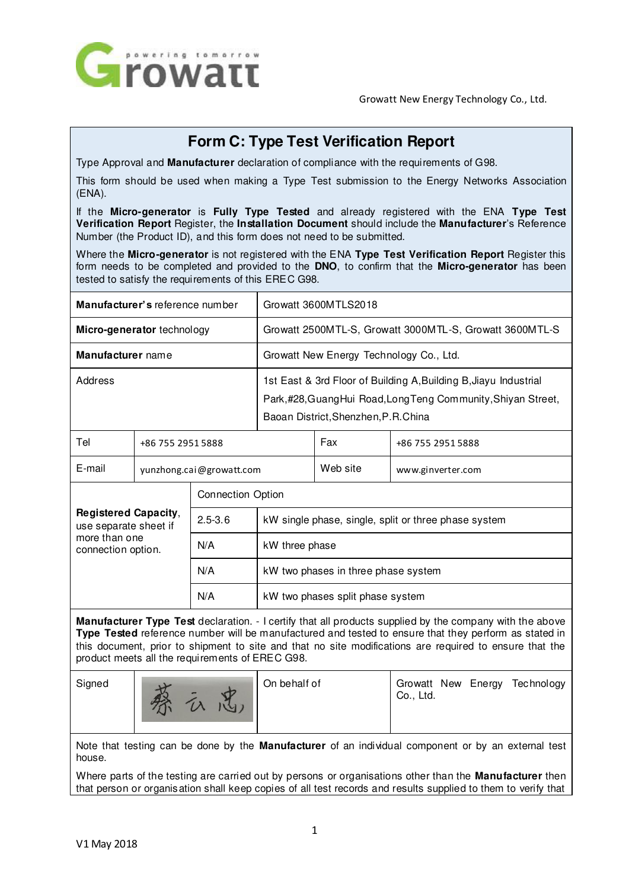Growatt New Energy Technology Co., Ltd.

# Form C: Type Test Verification Report

Type Approval and **Manufacturer** declaration of compliance with the requirements of G98.

This form should be used when making a Type Test submission to the Energy Networks Association (ENA).

If the **Micro-generator** is **Fully Type Tested** and already registered with the ENA **Type Test Verification Report** Register, the **Installation Document** should include the **Manufacturer**'s Reference Number (the Product ID), and this form does not need to be submitted.

Where the **Micro-generator** is not registered with the ENA **Type Test Verification Report** Register this form needs to be completed and provided to the **DNO**, to confirm that the **Micro-generator** has been tested to satisfy the requirements of this EREC G98.

| | |
|---|---|
| **Manufacturer's** reference number | Growatt 3600MTLS2018 |
| **Micro-generator** technology | Growatt 2500MTL-S, Growatt 3000MTL-S, Growatt 3600MTL-S |
| **Manufacturer** name | Growatt New Energy Technology Co., Ltd. |
| Address | 1st East & 3rd Floor of Building A,Building B,Jiayu Industrial Park,#28,GuangHui Road,LongTeng Community,Shiyan Street, Baoan District,Shenzhen,P.R.China |

| | | | |
|---|---|---|---|
| Tel | +86 755 2951 5888 | Fax | +86 755 2951 5888 |
| E-mail | yunzhong.cai@growatt.com | Web site | www.ginverter.com |

| | | |
|---|---|---|
| **Registered Capacity**, use separate sheet if more than one connection option. | Connection Option | |
| | 2.5-3.6 | kW single phase, single, split or three phase system |
| | N/A | kW three phase |
| | N/A | kW two phases in three phase system |
| | N/A | kW two phases split phase system |

**Manufacturer Type Test** declaration. - I certify that all products supplied by the company with the above **Type Tested** reference number will be manufactured and tested to ensure that they perform as stated in this document, prior to shipment to site and that no site modifications are required to ensure that the product meets all the requirements of EREC G98.

| | | | |
|---|---|---|---|
| Signed | 蔡云忠 | On behalf of | Growatt New Energy Technology Co., Ltd. |

Note that testing can be done by the **Manufacturer** of an individual component or by an external test house.

Where parts of the testing are carried out by persons or organisations other than the **Manufacturer** then that person or organisation shall keep copies of all test records and results supplied to them to verify that

V1 May 2018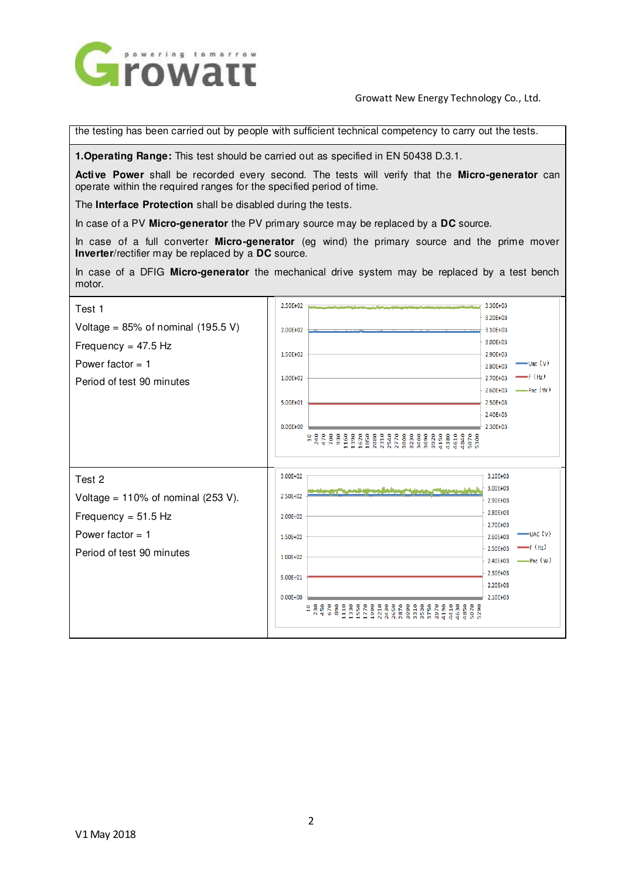| the testing has been carried out by people with sufficient technical competency to carry out the tests. | |
|---|---|
| **1.Operating Range:** This test should be carried out as specified in EN 50438 D.3.1.<br><br>**Active Power** shall be recorded every second. The tests will verify that the **Micro-generator** can operate within the required ranges for the specified period of time.<br><br>The **Interface Protection** shall be disabled during the tests.<br><br>In case of a PV **Micro-generator** the PV primary source may be replaced by a **DC** source.<br><br>In case of a full converter **Micro-generator** (eg wind) the primary source and the prime mover **Inverter**/rectifier may be replaced by a **DC** source.<br><br>In case of a DFIG **Micro-generator** the mechanical drive system may be replaced by a test bench motor. | |
| Test 1<br><br>Voltage = 85% of nominal (195.5 V)<br><br>Frequency = 47.5 Hz<br><br>Power factor = 1<br><br>Period of test 90 minutes | |
| Test 2<br><br>Voltage = 110% of nominal (253 V).<br><br>Frequency = 51.5 Hz<br><br>Power factor = 1<br><br>Period of test 90 minutes | |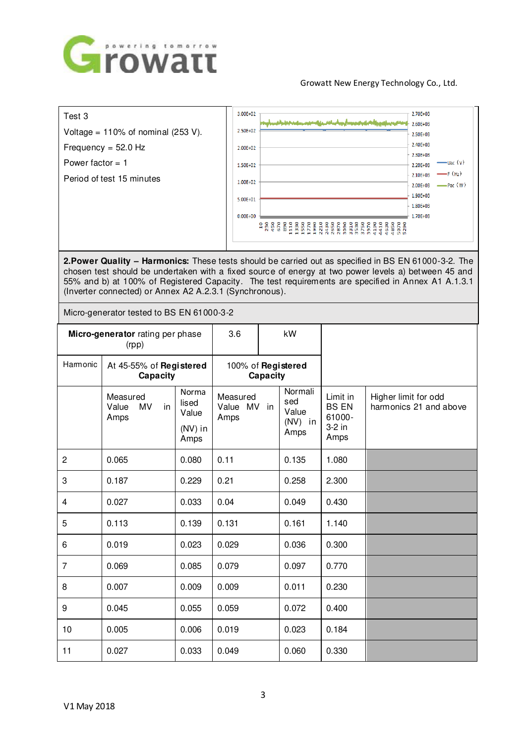| Test 3 | |
|---|---|
| Voltage = 110% of nominal (253 V).<br>Frequency = 52.0 Hz<br>Power factor = 1<br>Period of test 15 minutes | |

**2.Power Quality – Harmonics:** These tests should be carried out as specified in BS EN 61000-3-2. The chosen test should be undertaken with a fixed source of energy at two power levels a) between 45 and 55% and b) at 100% of Registered Capacity. The test requirements are specified in Annex A1 A.1.3.1 (Inverter connected) or Annex A2 A.2.3.1 (Synchronous).

Micro-generator tested to BS EN 61000-3-2

| **Micro-generator** rating per phase (rpp) | | 3.6 | kW | | |
|---|---|---|---|---|---|
| Harmonic | At 45-55% of **Registered Capacity** | | 100% of **Registered Capacity** | | | |
| | Measured Value MV in Amps | Normalised Value (NV) in Amps | Measured Value MV in Amps | Normalised Value (NV) in Amps | Limit in BS EN 61000-3-2 in Amps | Higher limit for odd harmonics 21 and above |
| 2 | 0.065 | 0.080 | 0.11 | 0.135 | 1.080 | |
| 3 | 0.187 | 0.229 | 0.21 | 0.258 | 2.300 | |
| 4 | 0.027 | 0.033 | 0.04 | 0.049 | 0.430 | |
| 5 | 0.113 | 0.139 | 0.131 | 0.161 | 1.140 | |
| 6 | 0.019 | 0.023 | 0.029 | 0.036 | 0.300 | |
| 7 | 0.069 | 0.085 | 0.079 | 0.097 | 0.770 | |
| 8 | 0.007 | 0.009 | 0.009 | 0.011 | 0.230 | |
| 9 | 0.045 | 0.055 | 0.059 | 0.072 | 0.400 | |
| 10 | 0.005 | 0.006 | 0.019 | 0.023 | 0.184 | |
| 11 | 0.027 | 0.033 | 0.049 | 0.060 | 0.330 | |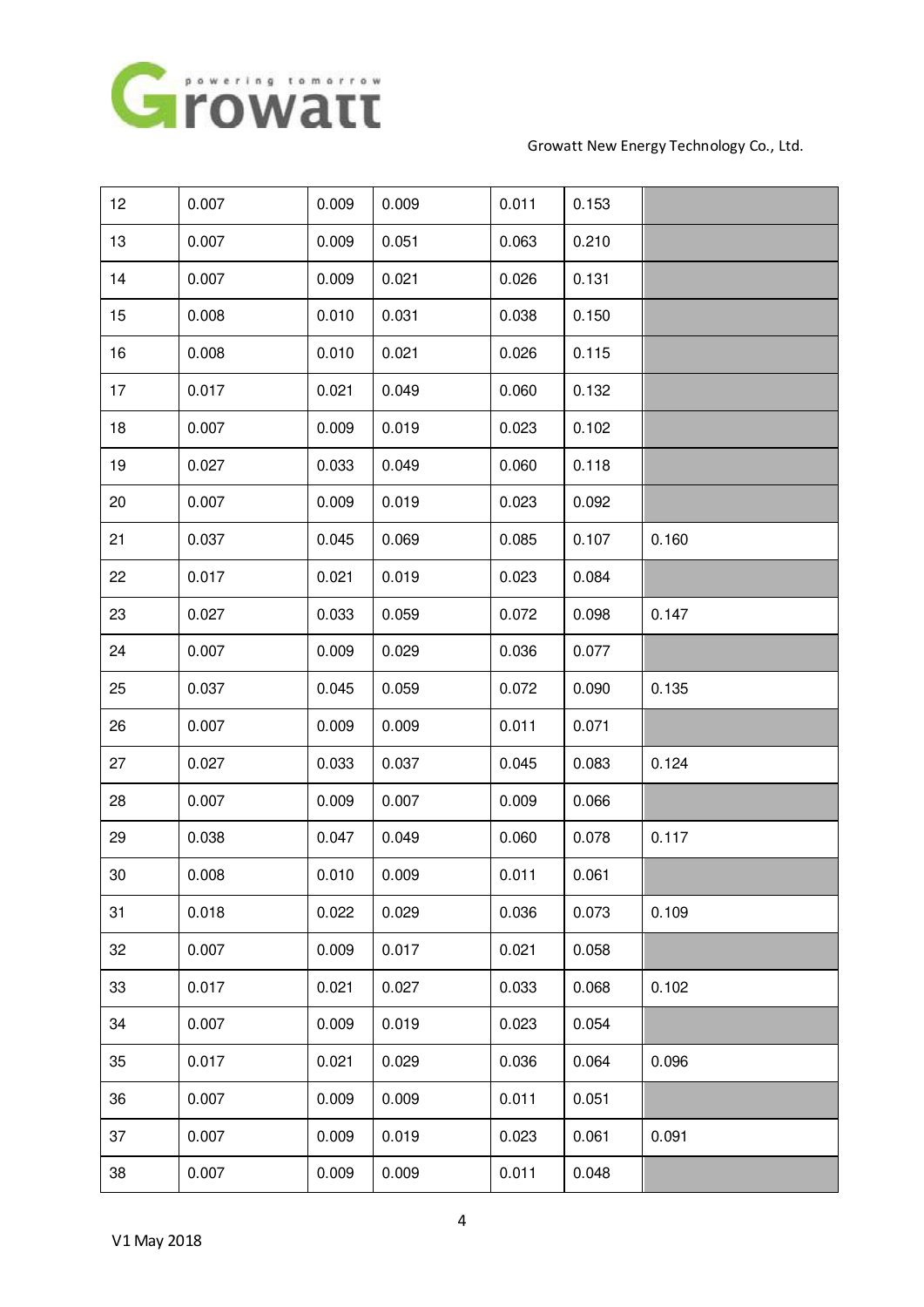| 12 | 0.007 | 0.009 | 0.009 | 0.011 | 0.153 | |
|---|---|---|---|---|---|---|
| 13 | 0.007 | 0.009 | 0.051 | 0.063 | 0.210 | |
| 14 | 0.007 | 0.009 | 0.021 | 0.026 | 0.131 | |
| 15 | 0.008 | 0.010 | 0.031 | 0.038 | 0.150 | |
| 16 | 0.008 | 0.010 | 0.021 | 0.026 | 0.115 | |
| 17 | 0.017 | 0.021 | 0.049 | 0.060 | 0.132 | |
| 18 | 0.007 | 0.009 | 0.019 | 0.023 | 0.102 | |
| 19 | 0.027 | 0.033 | 0.049 | 0.060 | 0.118 | |
| 20 | 0.007 | 0.009 | 0.019 | 0.023 | 0.092 | |
| 21 | 0.037 | 0.045 | 0.069 | 0.085 | 0.107 | 0.160 |
| 22 | 0.017 | 0.021 | 0.019 | 0.023 | 0.084 | |
| 23 | 0.027 | 0.033 | 0.059 | 0.072 | 0.098 | 0.147 |
| 24 | 0.007 | 0.009 | 0.029 | 0.036 | 0.077 | |
| 25 | 0.037 | 0.045 | 0.059 | 0.072 | 0.090 | 0.135 |
| 26 | 0.007 | 0.009 | 0.009 | 0.011 | 0.071 | |
| 27 | 0.027 | 0.033 | 0.037 | 0.045 | 0.083 | 0.124 |
| 28 | 0.007 | 0.009 | 0.007 | 0.009 | 0.066 | |
| 29 | 0.038 | 0.047 | 0.049 | 0.060 | 0.078 | 0.117 |
| 30 | 0.008 | 0.010 | 0.009 | 0.011 | 0.061 | |
| 31 | 0.018 | 0.022 | 0.029 | 0.036 | 0.073 | 0.109 |
| 32 | 0.007 | 0.009 | 0.017 | 0.021 | 0.058 | |
| 33 | 0.017 | 0.021 | 0.027 | 0.033 | 0.068 | 0.102 |
| 34 | 0.007 | 0.009 | 0.019 | 0.023 | 0.054 | |
| 35 | 0.017 | 0.021 | 0.029 | 0.036 | 0.064 | 0.096 |
| 36 | 0.007 | 0.009 | 0.009 | 0.011 | 0.051 | |
| 37 | 0.007 | 0.009 | 0.019 | 0.023 | 0.061 | 0.091 |
| 38 | 0.007 | 0.009 | 0.009 | 0.011 | 0.048 | |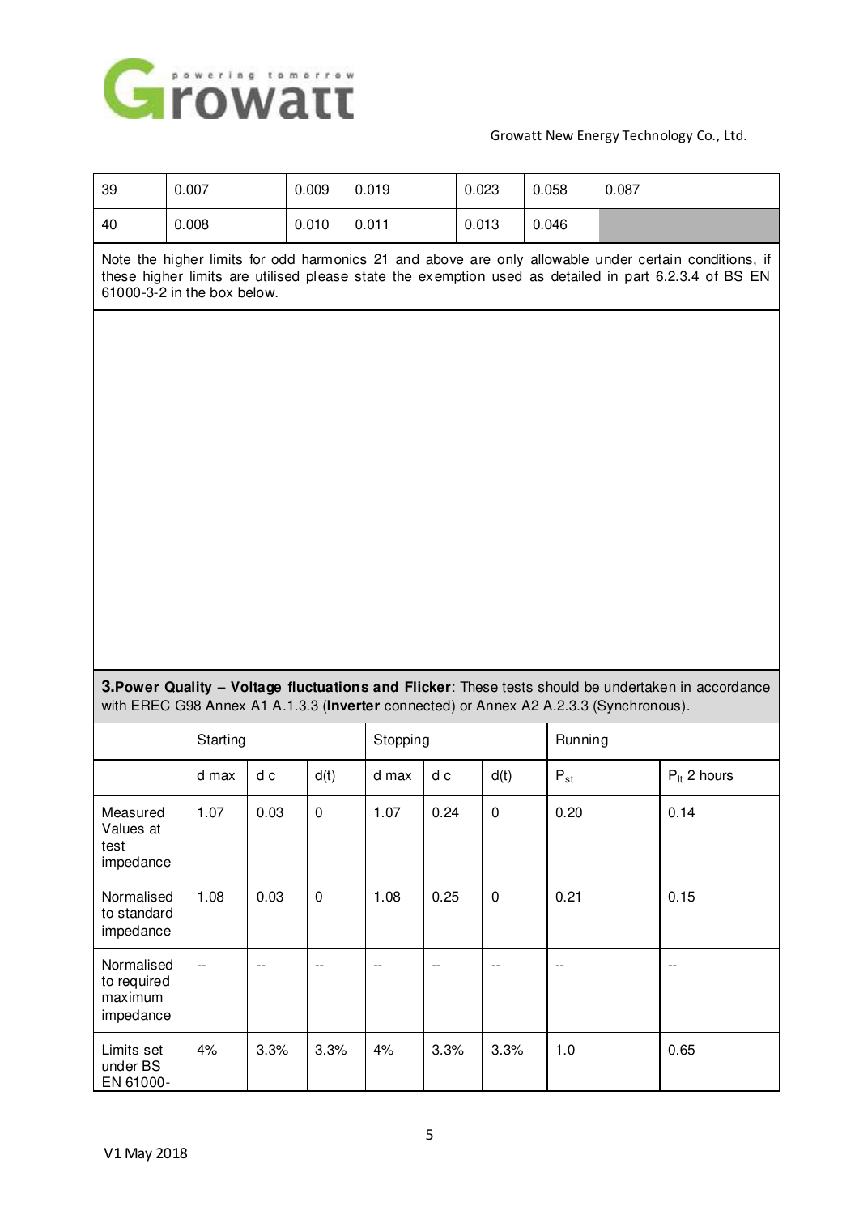| 39 | 0.007 | 0.009 | 0.019 | 0.023 | 0.058 | 0.087 |
|---|---|---|---|---|---|---|
| 40 | 0.008 | 0.010 | 0.011 | 0.013 | 0.046 | |

Note the higher limits for odd harmonics 21 and above are only allowable under certain conditions, if these higher limits are utilised please state the exemption used as detailed in part 6.2.3.4 of BS EN 61000-3-2 in the box below.

**3.Power Quality – Voltage fluctuations and Flicker**: These tests should be undertaken in accordance with EREC G98 Annex A1 A.1.3.3 (**Inverter** connected) or Annex A2 A.2.3.3 (Synchronous).

| | Starting | | | Stopping | | | Running | |
|---|---|---|---|---|---|---|---|---|
| | d max | d c | d(t) | d max | d c | d(t) | $P_{st}$ | $P_{lt}$ 2 hours |
| Measured Values at test impedance | 1.07 | 0.03 | 0 | 1.07 | 0.24 | 0 | 0.20 | 0.14 |
| Normalised to standard impedance | 1.08 | 0.03 | 0 | 1.08 | 0.25 | 0 | 0.21 | 0.15 |
| Normalised to required maximum impedance | -- | -- | -- | -- | -- | -- | -- | -- |
| Limits set under BS EN 61000- | 4% | 3.3% | 3.3% | 4% | 3.3% | 3.3% | 1.0 | 0.65 |

V1 May 2018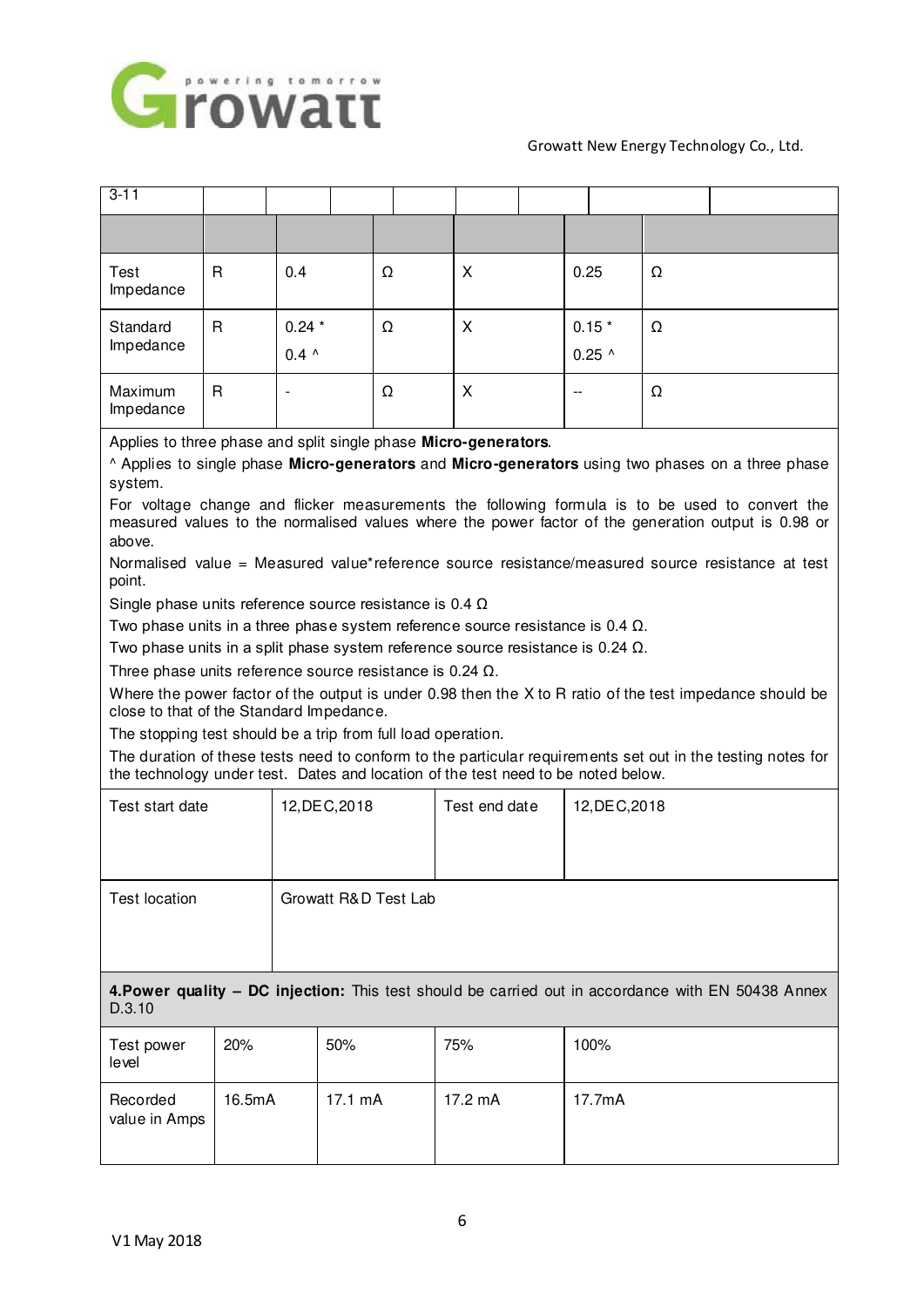| 3-11 | | | | | | |
|---|---|---|---|---|---|---|
| | | | | | | |
| Test Impedance | R | 0.4 | Ω | X | 0.25 | Ω |
| Standard Impedance | R | 0.24 *<br>0.4 ^ | Ω | X | 0.15 *<br>0.25 ^ | Ω |
| Maximum Impedance | R | - | Ω | X | -- | Ω |

Applies to three phase and split single phase **Micro-generators**.

^ Applies to single phase **Micro-generators** and **Micro-generators** using two phases on a three phase system.

For voltage change and flicker measurements the following formula is to be used to convert the measured values to the normalised values where the power factor of the generation output is 0.98 or above.

Normalised value = Measured value*reference source resistance/measured source resistance at test point.

Single phase units reference source resistance is 0.4 Ω

Two phase units in a three phase system reference source resistance is 0.4 Ω.

Two phase units in a split phase system reference source resistance is 0.24 Ω.

Three phase units reference source resistance is 0.24 Ω.

Where the power factor of the output is under 0.98 then the X to R ratio of the test impedance should be close to that of the Standard Impedance.

The stopping test should be a trip from full load operation.

The duration of these tests need to conform to the particular requirements set out in the testing notes for the technology under test. Dates and location of the test need to be noted below.

| Test start date | 12,DEC,2018 | Test end date | 12,DEC,2018 |
|---|---|---|---|
| Test location | Growatt R&D Test Lab | | |

**4.Power quality – DC injection:** This test should be carried out in accordance with EN 50438 Annex D.3.10

| Test power level | 20% | 50% | 75% | 100% |
|---|---|---|---|---|
| Recorded value in Amps | 16.5mA | 17.1 mA | 17.2 mA | 17.7mA |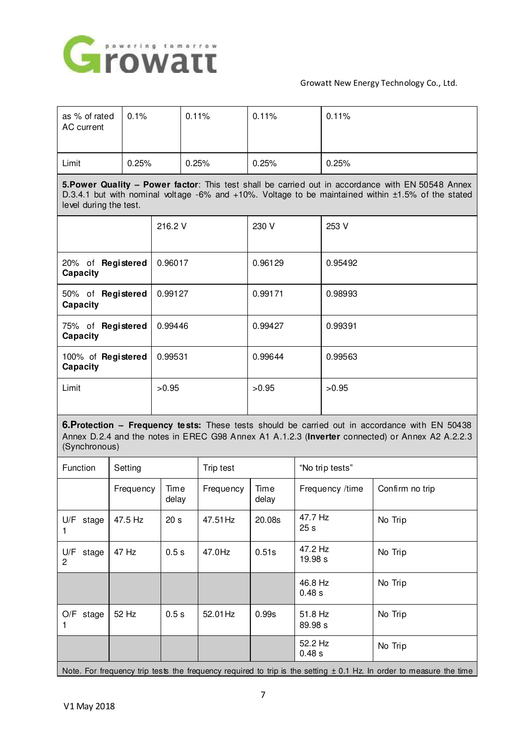| as % of rated AC current | 0.1% | 0.11% | 0.11% | 0.11% |
|---|---|---|---|---|
| Limit | 0.25% | 0.25% | 0.25% | 0.25% |

**5.Power Quality – Power factor**: This test shall be carried out in accordance with EN 50548 Annex D.3.4.1 but with nominal voltage -6% and +10%. Voltage to be maintained within ±1.5% of the stated level during the test.

| | 216.2 V | 230 V | 253 V |
|---|---|---|---|
| 20% of **Registered Capacity** | 0.96017 | 0.96129 | 0.95492 |
| 50% of **Registered Capacity** | 0.99127 | 0.99171 | 0.98993 |
| 75% of **Registered Capacity** | 0.99446 | 0.99427 | 0.99391 |
| 100% of **Registered Capacity** | 0.99531 | 0.99644 | 0.99563 |
| Limit | >0.95 | >0.95 | >0.95 |

**6.Protection – Frequency tests:** These tests should be carried out in accordance with EN 50438 Annex D.2.4 and the notes in EREC G98 Annex A1 A.1.2.3 (**Inverter** connected) or Annex A2 A.2.2.3 (Synchronous)

| Function | Setting | | Trip test | | "No trip tests" | |
|---|---|---|---|---|---|---|
| | Frequency | Time delay | Frequency | Time delay | Frequency /time | Confirm no trip |
| U/F stage 1 | 47.5 Hz | 20 s | 47.51Hz | 20.08s | 47.7 Hz 25 s | No Trip |
| U/F stage 2 | 47 Hz | 0.5 s | 47.0Hz | 0.51s | 47.2 Hz 19.98 s | No Trip |
| | | | | | 46.8 Hz 0.48 s | No Trip |
| O/F stage 1 | 52 Hz | 0.5 s | 52.01Hz | 0.99s | 51.8 Hz 89.98 s | No Trip |
| | | | | | 52.2 Hz 0.48 s | No Trip |

Note. For frequency trip tests the frequency required to trip is the setting ± 0.1 Hz. In order to measure the time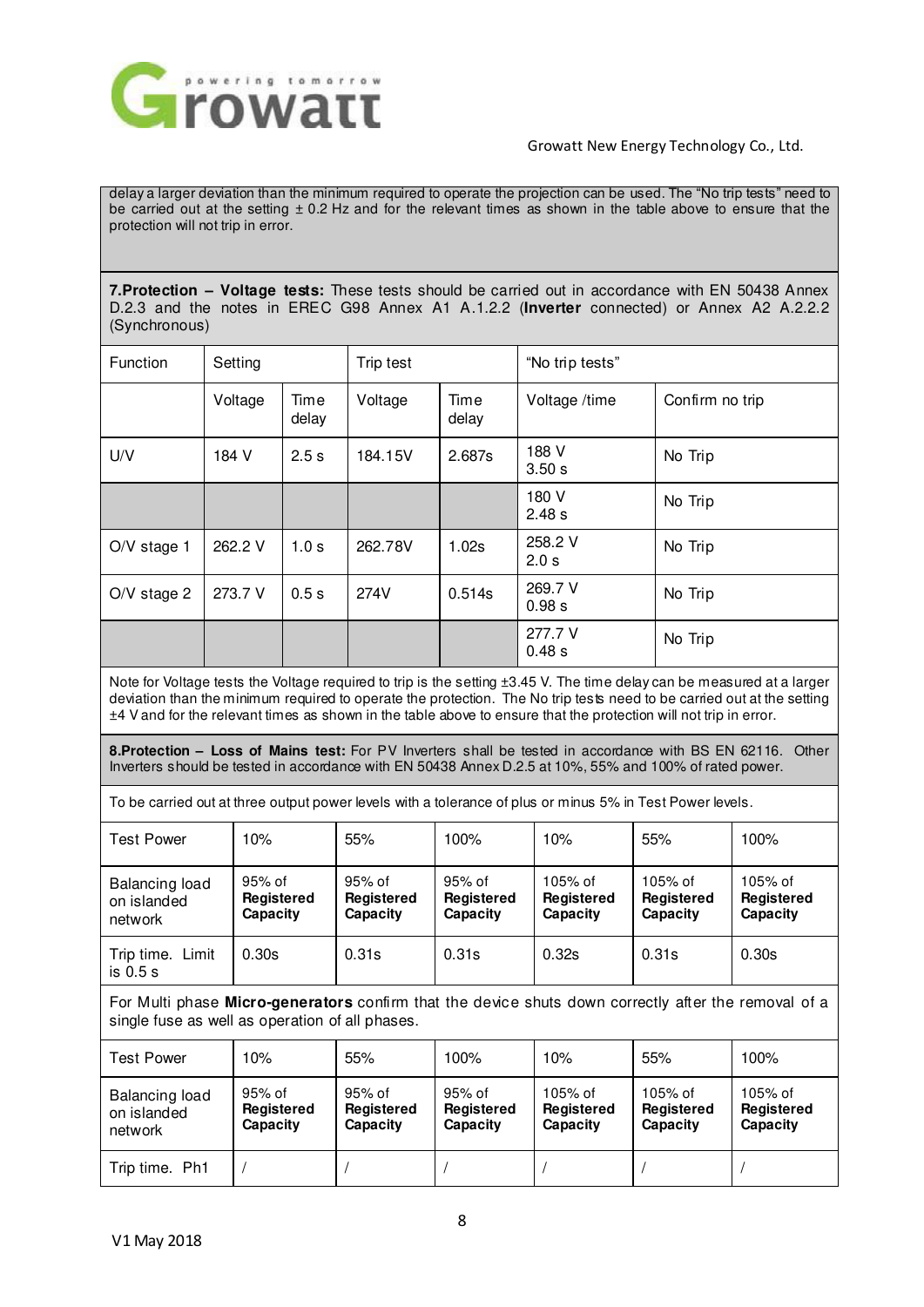delay a larger deviation than the minimum required to operate the projection can be used. The "No trip tests" need to be carried out at the setting ± 0.2 Hz and for the relevant times as shown in the table above to ensure that the protection will not trip in error.

**7.Protection – Voltage tests:** These tests should be carried out in accordance with EN 50438 Annex D.2.3 and the notes in EREC G98 Annex A1 A.1.2.2 (**Inverter** connected) or Annex A2 A.2.2.2 (Synchronous)

| Function | Setting | | Trip test | | "No trip tests" | |
|---|---|---|---|---|---|---|
| | Voltage | Time delay | Voltage | Time delay | Voltage /time | Confirm no trip |
| U/V | 184 V | 2.5 s | 184.15V | 2.687s | 188 V<br>3.50 s | No Trip |
| | | | | | 180 V<br>2.48 s | No Trip |
| O/V stage 1 | 262.2 V | 1.0 s | 262.78V | 1.02s | 258.2 V<br>2.0 s | No Trip |
| O/V stage 2 | 273.7 V | 0.5 s | 274V | 0.514s | 269.7 V<br>0.98 s | No Trip |
| | | | | | 277.7 V<br>0.48 s | No Trip |

Note for Voltage tests the Voltage required to trip is the setting ±3.45 V. The time delay can be measured at a larger deviation than the minimum required to operate the protection. The No trip tests need to be carried out at the setting ±4 V and for the relevant times as shown in the table above to ensure that the protection will not trip in error.

**8.Protection – Loss of Mains test:** For PV Inverters shall be tested in accordance with BS EN 62116. Other Inverters should be tested in accordance with EN 50438 Annex D.2.5 at 10%, 55% and 100% of rated power.

To be carried out at three output power levels with a tolerance of plus or minus 5% in Test Power levels.

| Test Power | 10% | 55% | 100% | 10% | 55% | 100% |
|---|---|---|---|---|---|---|
| Balancing load on islanded network | 95% of **Registered Capacity** | 95% of **Registered Capacity** | 95% of **Registered Capacity** | 105% of **Registered Capacity** | 105% of **Registered Capacity** | 105% of **Registered Capacity** |
| Trip time. Limit is 0.5 s | 0.30s | 0.31s | 0.31s | 0.32s | 0.31s | 0.30s |

For Multi phase **Micro-generators** confirm that the device shuts down correctly after the removal of a single fuse as well as operation of all phases.

| Test Power | 10% | 55% | 100% | 10% | 55% | 100% |
|---|---|---|---|---|---|---|
| Balancing load on islanded network | 95% of **Registered Capacity** | 95% of **Registered Capacity** | 95% of **Registered Capacity** | 105% of **Registered Capacity** | 105% of **Registered Capacity** | 105% of **Registered Capacity** |
| Trip time. Ph1 | / | / | / | / | / | / |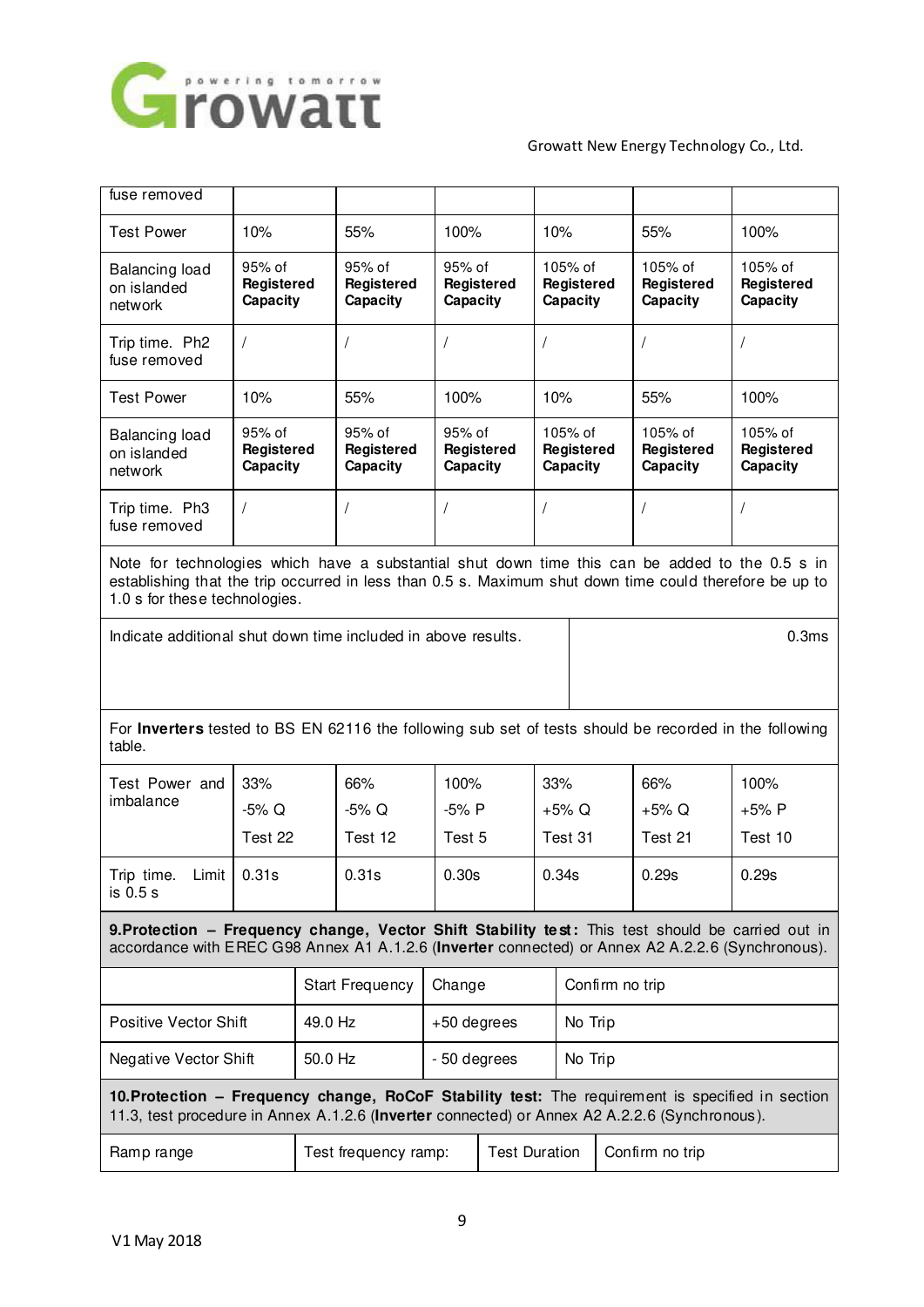| fuse removed | | | | | | |
|---|---|---|---|---|---|---|
| Test Power | 10% | 55% | 100% | 10% | 55% | 100% |
| Balancing load on islanded network | 95% of **Registered Capacity** | 95% of **Registered Capacity** | 95% of **Registered Capacity** | 105% of **Registered Capacity** | 105% of **Registered Capacity** | 105% of **Registered Capacity** |
| Trip time. Ph2 fuse removed | / | / | / | / | / | / |
| Test Power | 10% | 55% | 100% | 10% | 55% | 100% |
| Balancing load on islanded network | 95% of **Registered Capacity** | 95% of **Registered Capacity** | 95% of **Registered Capacity** | 105% of **Registered Capacity** | 105% of **Registered Capacity** | 105% of **Registered Capacity** |
| Trip time. Ph3 fuse removed | / | / | / | / | / | / |

Note for technologies which have a substantial shut down time this can be added to the 0.5 s in establishing that the trip occurred in less than 0.5 s. Maximum shut down time could therefore be up to 1.0 s for these technologies.

| Indicate additional shut down time included in above results. | 0.3ms |
|---|---|

For **Inverters** tested to BS EN 62116 the following sub set of tests should be recorded in the following table.

| Test Power and imbalance | 33%<br>-5% Q<br>Test 22 | 66%<br>-5% Q<br>Test 12 | 100%<br>-5% P<br>Test 5 | 33%<br>+5% Q<br>Test 31 | 66%<br>+5% Q<br>Test 21 | 100%<br>+5% P<br>Test 10 |
|---|---|---|---|---|---|---|
| Trip time. Limit is 0.5 s | 0.31s | 0.31s | 0.30s | 0.34s | 0.29s | 0.29s |

**9.Protection – Frequency change, Vector Shift Stability test:** This test should be carried out in accordance with EREC G98 Annex A1 A.1.2.6 (**Inverter** connected) or Annex A2 A.2.2.6 (Synchronous).

| | Start Frequency | Change | Confirm no trip |
|---|---|---|---|
| Positive Vector Shift | 49.0 Hz | +50 degrees | No Trip |
| Negative Vector Shift | 50.0 Hz | - 50 degrees | No Trip |

**10.Protection – Frequency change, RoCoF Stability test:** The requirement is specified in section 11.3, test procedure in Annex A.1.2.6 (**Inverter** connected) or Annex A2 A.2.2.6 (Synchronous).

| Ramp range | Test frequency ramp: | Test Duration | Confirm no trip |
|---|---|---|---|

V1 May 2018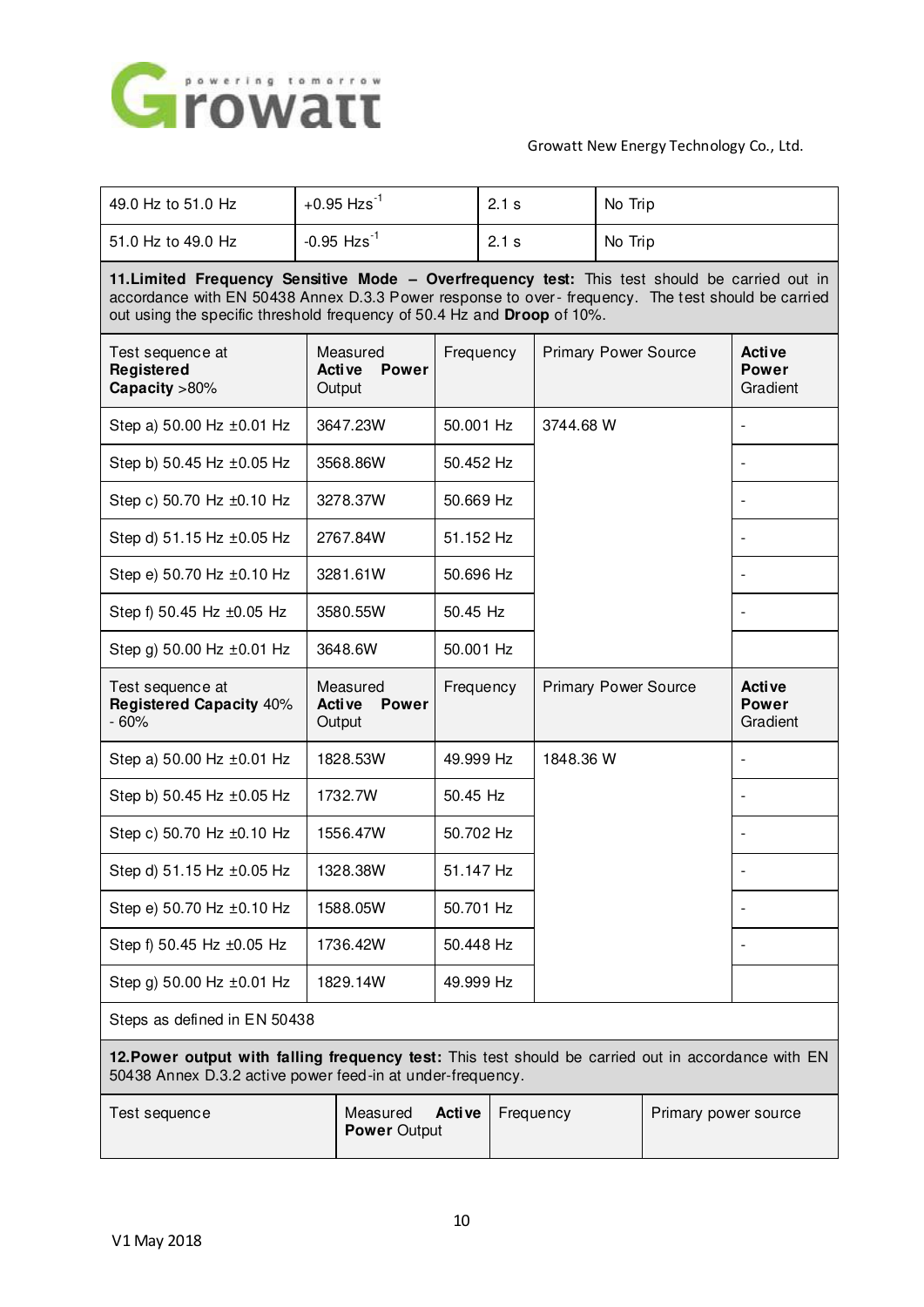| 49.0 Hz to 51.0 Hz | +0.95 $Hzs^{-1}$ | 2.1 s | No Trip |
|---|---|---|---|
| 51.0 Hz to 49.0 Hz | -0.95 $Hzs^{-1}$ | 2.1 s | No Trip |

**11.Limited Frequency Sensitive Mode – Overfrequency test:** This test should be carried out in accordance with EN 50438 Annex D.3.3 Power response to over- frequency. The test should be carried out using the specific threshold frequency of 50.4 Hz and **Droop** of 10%.

| Test sequence at **Registered Capacity** >80% | Measured **Active Power** Output | Frequency | Primary Power Source | **Active Power** Gradient |
|---|---|---|---|---|
| Step a) 50.00 Hz ±0.01 Hz | 3647.23W | 50.001 Hz | 3744.68 W | - |
| Step b) 50.45 Hz ±0.05 Hz | 3568.86W | 50.452 Hz | | - |
| Step c) 50.70 Hz ±0.10 Hz | 3278.37W | 50.669 Hz | | - |
| Step d) 51.15 Hz ±0.05 Hz | 2767.84W | 51.152 Hz | | - |
| Step e) 50.70 Hz ±0.10 Hz | 3281.61W | 50.696 Hz | | - |
| Step f) 50.45 Hz ±0.05 Hz | 3580.55W | 50.45 Hz | | - |
| Step g) 50.00 Hz ±0.01 Hz | 3648.6W | 50.001 Hz | | |
| Test sequence at **Registered Capacity** 40% - 60% | Measured **Active Power** Output | Frequency | Primary Power Source | **Active Power** Gradient |
| Step a) 50.00 Hz ±0.01 Hz | 1828.53W | 49.999 Hz | 1848.36 W | - |
| Step b) 50.45 Hz ±0.05 Hz | 1732.7W | 50.45 Hz | | - |
| Step c) 50.70 Hz ±0.10 Hz | 1556.47W | 50.702 Hz | | - |
| Step d) 51.15 Hz ±0.05 Hz | 1328.38W | 51.147 Hz | | - |
| Step e) 50.70 Hz ±0.10 Hz | 1588.05W | 50.701 Hz | | - |
| Step f) 50.45 Hz ±0.05 Hz | 1736.42W | 50.448 Hz | | - |
| Step g) 50.00 Hz ±0.01 Hz | 1829.14W | 49.999 Hz | | |
| Steps as defined in EN 50438 | | | | |

**12.Power output with falling frequency test:** This test should be carried out in accordance with EN 50438 Annex D.3.2 active power feed-in at under-frequency.

| Test sequence | Measured **Active Power** Output | Frequency | Primary power source |
|---|---|---|---|

V1 May 2018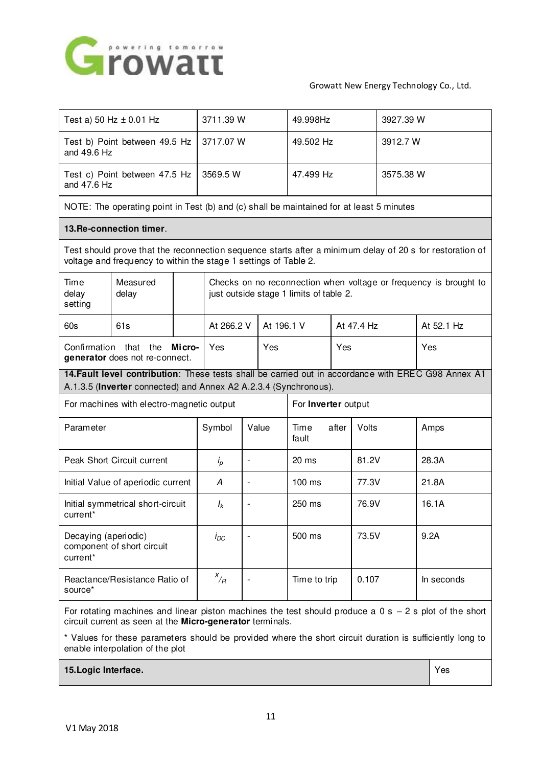| Test a) 50 Hz ± 0.01 Hz | 3711.39 W | 49.998Hz | 3927.39 W |
|---|---|---|---|
| Test b) Point between 49.5 Hz and 49.6 Hz | 3717.07 W | 49.502 Hz | 3912.7 W |
| Test c) Point between 47.5 Hz and 47.6 Hz | 3569.5 W | 47.499 Hz | 3575.38 W |
| NOTE: The operating point in Test (b) and (c) shall be maintained for at least 5 minutes | | | |

| **13.Re-connection timer**. | | | | | | |
|---|---|---|---|---|---|---|
| Test should prove that the reconnection sequence starts after a minimum delay of 20 s for restoration of voltage and frequency to within the stage 1 settings of Table 2. | | | | | | |
| Time delay setting | Measured delay | | Checks on no reconnection when voltage or frequency is brought to just outside stage 1 limits of table 2. | | | |
| 60s | 61s | | At 266.2 V | At 196.1 V | At 47.4 Hz | At 52.1 Hz |
| Confirmation that the **Micro-generator** does not re-connect. | | | Yes | Yes | Yes | Yes |

| **14.Fault level contribution**: These tests shall be carried out in accordance with EREC G98 Annex A1 A.1.3.5 (**Inverter** connected) and Annex A2 A.2.3.4 (Synchronous). | | | | | |
|---|---|---|---|---|---|
| For machines with electro-magnetic output | | | For **Inverter** output | | |
| Parameter | Symbol | Value | Time after fault | Volts | Amps |
| Peak Short Circuit current | $i_p$ | - | 20 ms | 81.2V | 28.3A |
| Initial Value of aperiodic current | $A$ | - | 100 ms | 77.3V | 21.8A |
| Initial symmetrical short-circuit current* | $I_k$ | - | 250 ms | 76.9V | 16.1A |
| Decaying (aperiodic) component of short circuit current* | $i_{DC}$ | - | 500 ms | 73.5V | 9.2A |
| Reactance/Resistance Ratio of source* | $^X/_R$ | - | Time to trip | 0.107 | In seconds |

For rotating machines and linear piston machines the test should produce a 0 s – 2 s plot of the short circuit current as seen at the **Micro-generator** terminals.

* Values for these parameters should be provided where the short circuit duration is sufficiently long to enable interpolation of the plot

| **15.Logic Interface.** | Yes |
|---|---|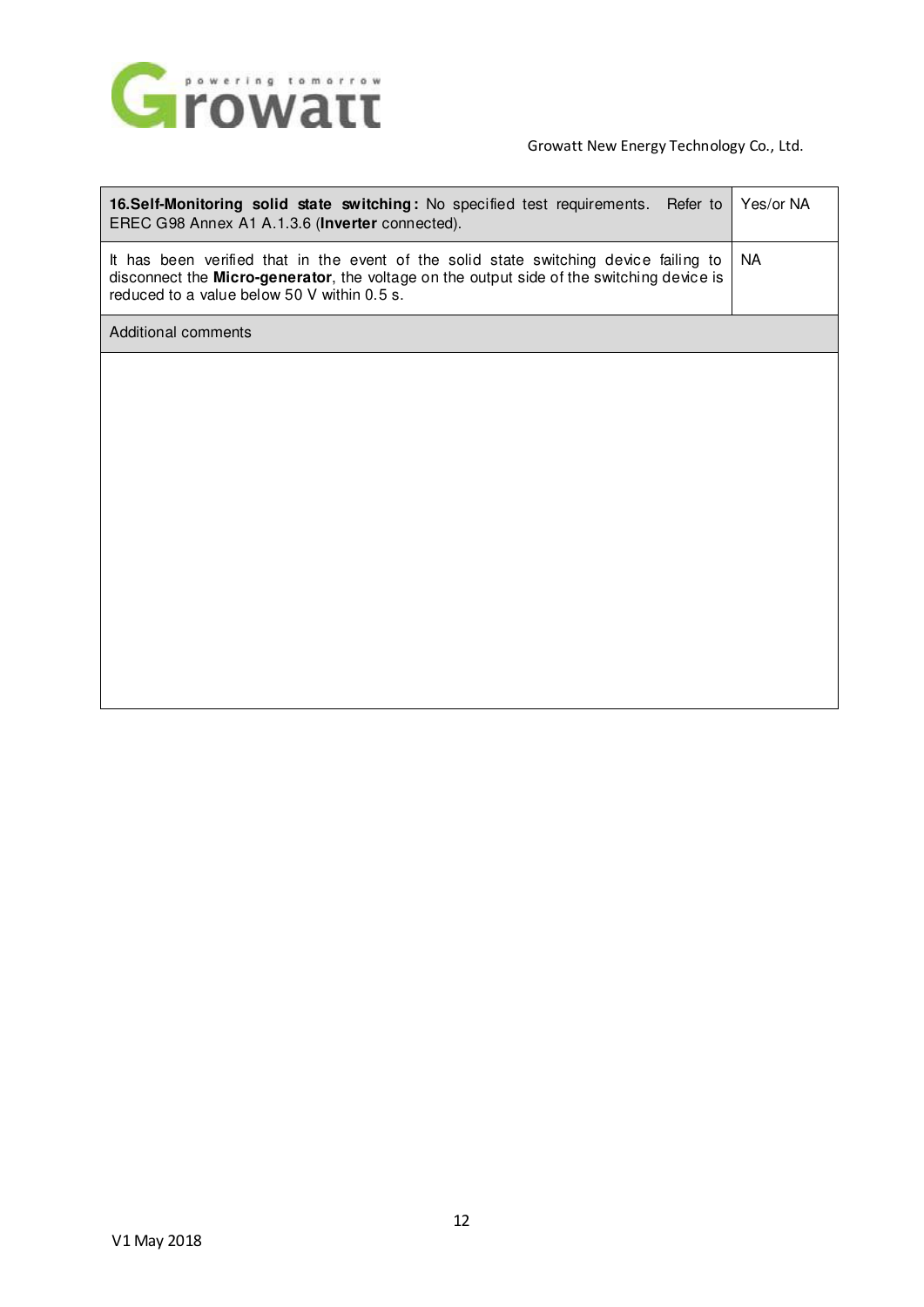| | |
|---|---|
| **16.Self-Monitoring solid state switching:** No specified test requirements. Refer to EREC G98 Annex A1 A.1.3.6 (**Inverter** connected). | Yes/or NA |
| It has been verified that in the event of the solid state switching device failing to disconnect the **Micro-generator**, the voltage on the output side of the switching device is reduced to a value below 50 V within 0.5 s. | NA |
| Additional comments | |
| | |